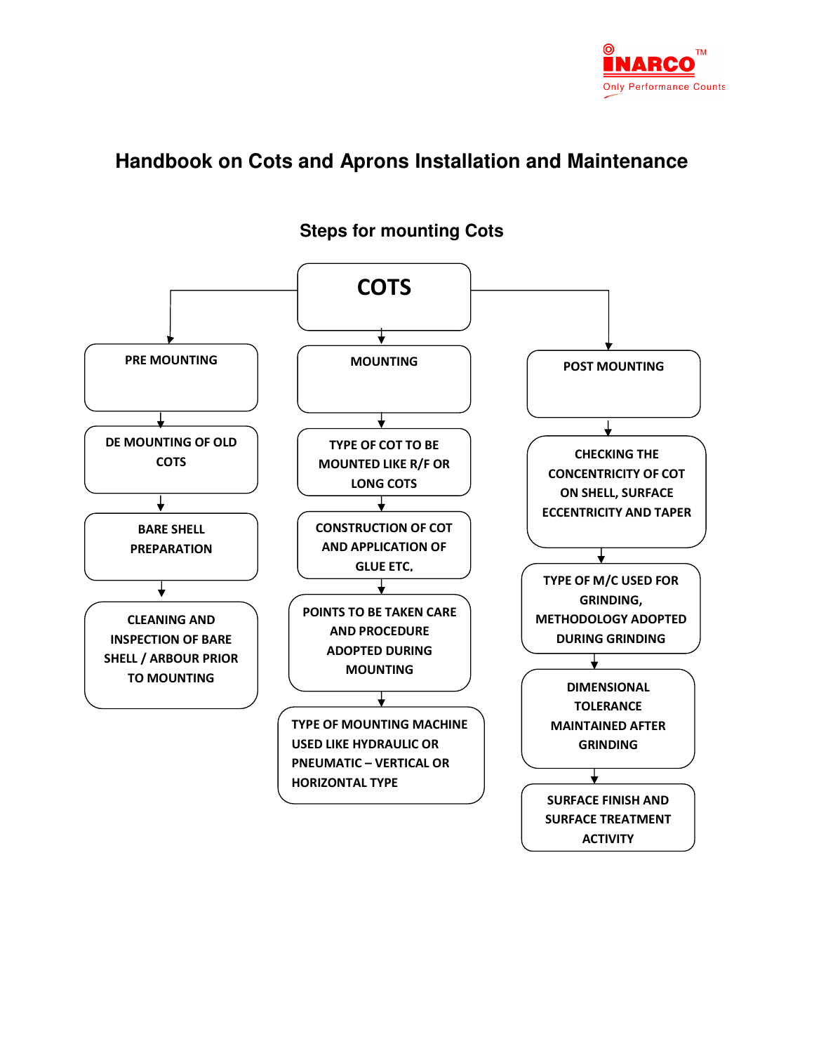# Handbook on Cots and Aprons Installation and Maintenance

## Steps for mounting Cots

**COTS**

- **PRE MOUNTING**
  - DE MOUNTING OF OLD COTS
  - BARE SHELL PREPARATION
  - CLEANING AND INSPECTION OF BARE SHELL / ARBOUR PRIOR TO MOUNTING
- **MOUNTING**
  - TYPE OF COT TO BE MOUNTED LIKE R/F OR LONG COTS
  - CONSTRUCTION OF COT AND APPLICATION OF GLUE ETC,
  - POINTS TO BE TAKEN CARE AND PROCEDURE ADOPTED DURING MOUNTING
  - TYPE OF MOUNTING MACHINE USED LIKE HYDRAULIC OR PNEUMATIC – VERTICAL OR HORIZONTAL TYPE
- **POST MOUNTING**
  - CHECKING THE CONCENTRICITY OF COT ON SHELL, SURFACE ECCENTRICITY AND TAPER
  - TYPE OF M/C USED FOR GRINDING, METHODOLOGY ADOPTED DURING GRINDING
  - DIMENSIONAL TOLERANCE MAINTAINED AFTER GRINDING
  - SURFACE FINISH AND SURFACE TREATMENT ACTIVITY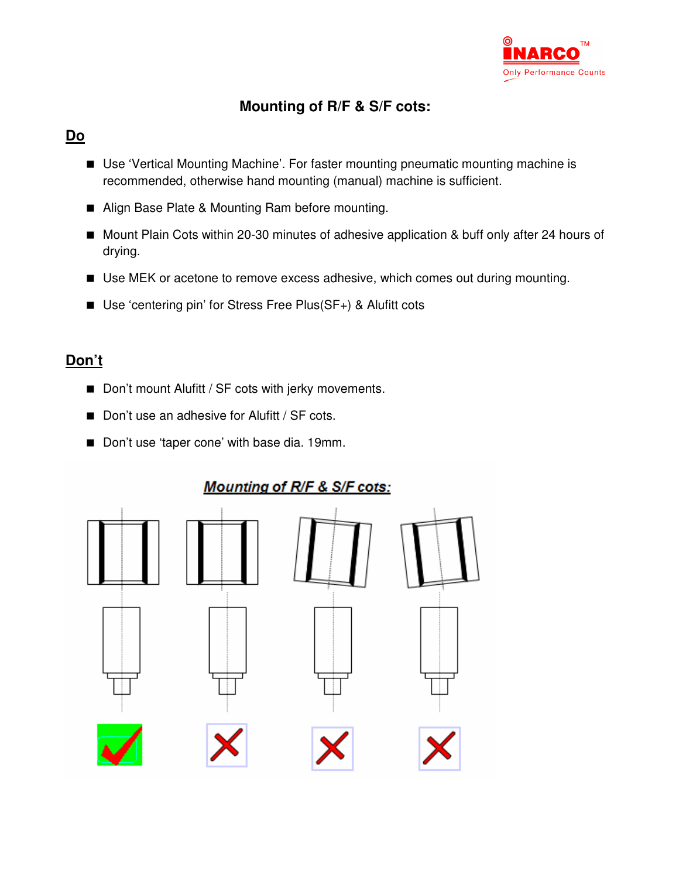# Mounting of R/F & S/F cots:

## Do

- Use 'Vertical Mounting Machine'. For faster mounting pneumatic mounting machine is recommended, otherwise hand mounting (manual) machine is sufficient.
- Align Base Plate & Mounting Ram before mounting.
- Mount Plain Cots within 20-30 minutes of adhesive application & buff only after 24 hours of drying.
- Use MEK or acetone to remove excess adhesive, which comes out during mounting.
- Use 'centering pin' for Stress Free Plus(SF+) & Alufitt cots

## Don't

- Don't mount Alufitt / SF cots with jerky movements.
- Don't use an adhesive for Alufitt / SF cots.
- Don't use 'taper cone' with base dia. 19mm.

Mounting of R/F & S/F cots: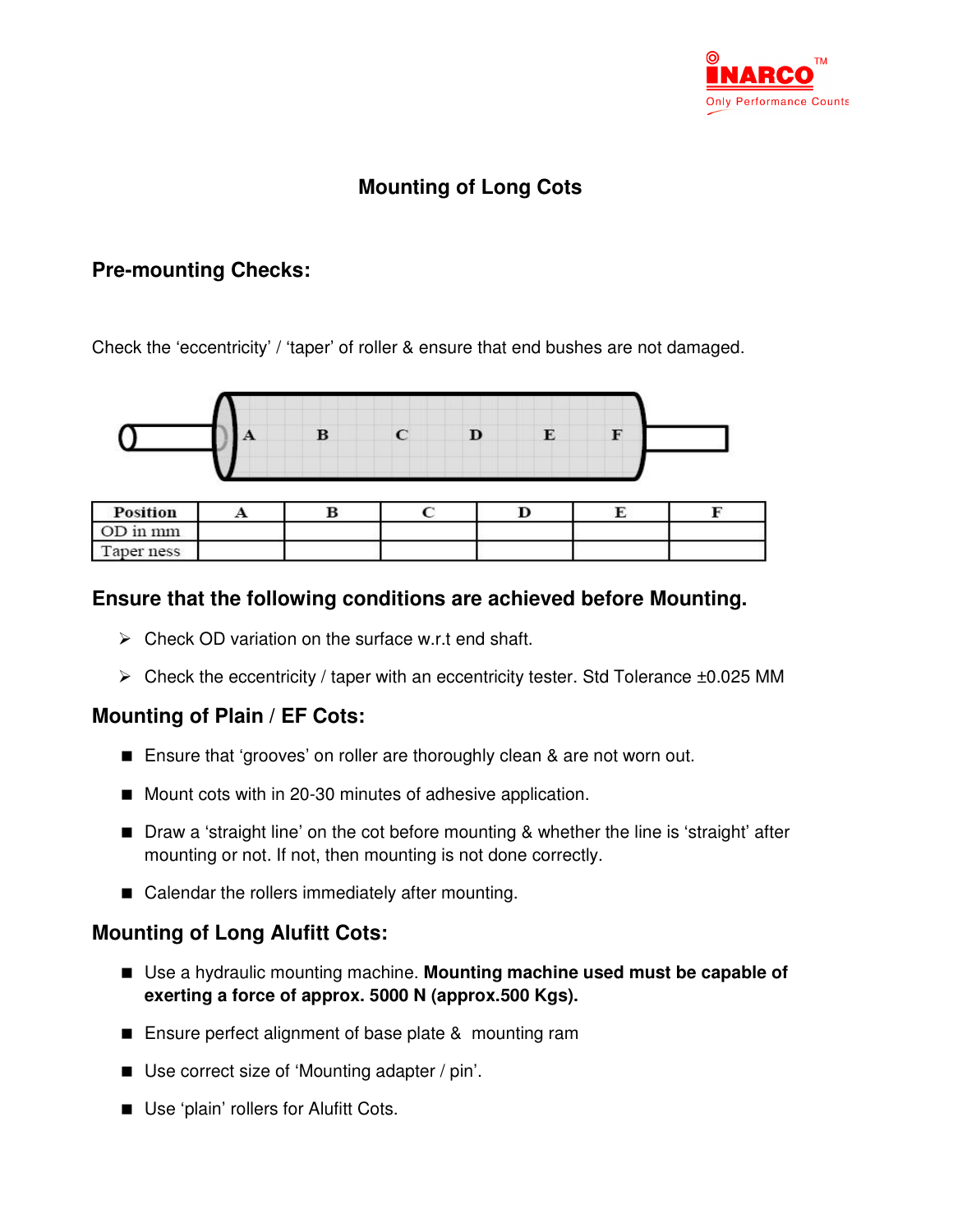## Mounting of Long Cots

### Pre-mounting Checks:

Check the 'eccentricity' / 'taper' of roller & ensure that end bushes are not damaged.

| Position | A | B | C | D | E | F |
|---|---|---|---|---|---|---|
| OD in mm | | | | | | |
| Taper ness | | | | | | |

### Ensure that the following conditions are achieved before Mounting.

- Check OD variation on the surface w.r.t end shaft.
- Check the eccentricity / taper with an eccentricity tester. Std Tolerance ±0.025 MM

### Mounting of Plain / EF Cots:

- Ensure that 'grooves' on roller are thoroughly clean & are not worn out.
- Mount cots with in 20-30 minutes of adhesive application.
- Draw a 'straight line' on the cot before mounting & whether the line is 'straight' after mounting or not. If not, then mounting is not done correctly.
- Calendar the rollers immediately after mounting.

### Mounting of Long Alufitt Cots:

- Use a hydraulic mounting machine. **Mounting machine used must be capable of exerting a force of approx. 5000 N (approx.500 Kgs).**
- Ensure perfect alignment of base plate & mounting ram
- Use correct size of 'Mounting adapter / pin'.
- Use 'plain' rollers for Alufitt Cots.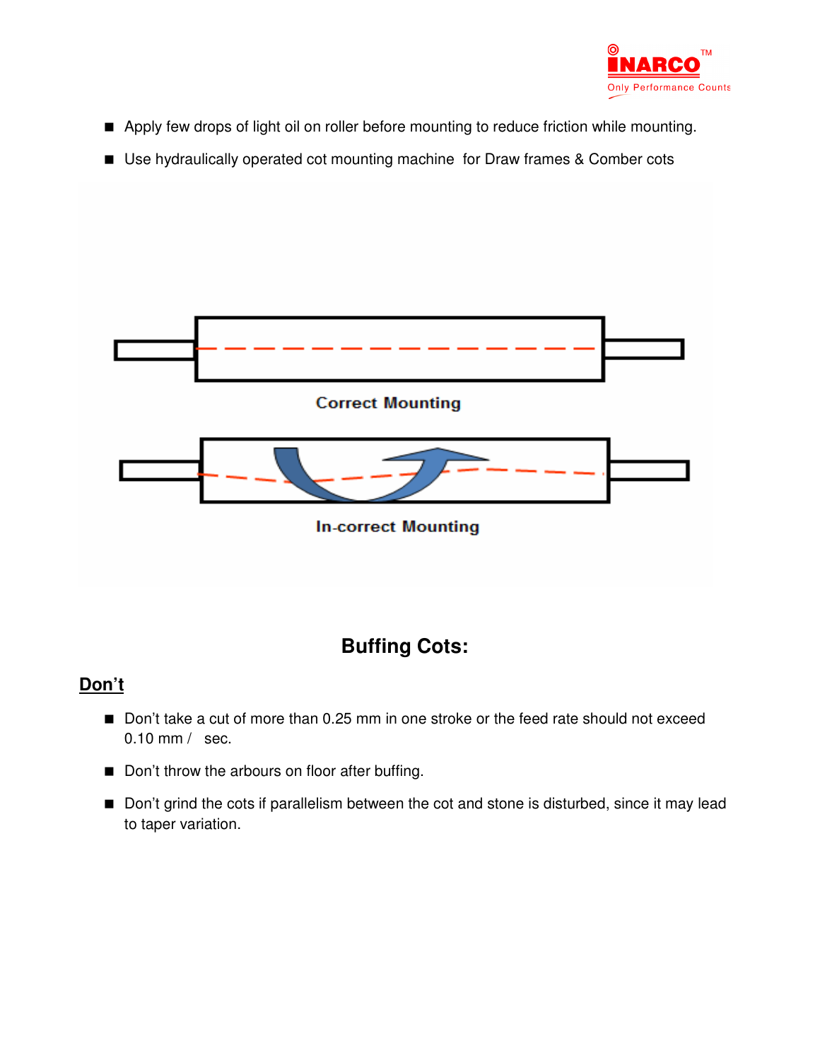- Apply few drops of light oil on roller before mounting to reduce friction while mounting.
- Use hydraulically operated cot mounting machine for Draw frames & Comber cots

Correct Mounting

In-correct Mounting

## Buffing Cots:

**Don't**

- Don't take a cut of more than 0.25 mm in one stroke or the feed rate should not exceed 0.10 mm / sec.
- Don't throw the arbours on floor after buffing.
- Don't grind the cots if parallelism between the cot and stone is disturbed, since it may lead to taper variation.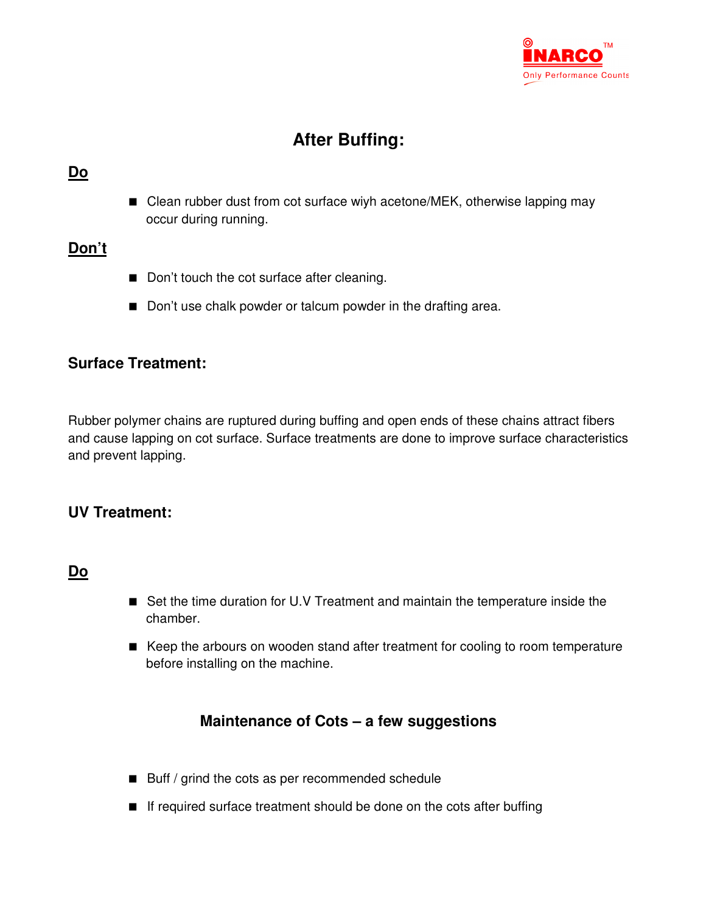## After Buffing:

### Do

- Clean rubber dust from cot surface wiyh acetone/MEK, otherwise lapping may occur during running.

### Don't

- Don't touch the cot surface after cleaning.
- Don't use chalk powder or talcum powder in the drafting area.

### Surface Treatment:

Rubber polymer chains are ruptured during buffing and open ends of these chains attract fibers and cause lapping on cot surface. Surface treatments are done to improve surface characteristics and prevent lapping.

### UV Treatment:

### Do

- Set the time duration for U.V Treatment and maintain the temperature inside the chamber.
- Keep the arbours on wooden stand after treatment for cooling to room temperature before installing on the machine.

## Maintenance of Cots – a few suggestions

- Buff / grind the cots as per recommended schedule
- If required surface treatment should be done on the cots after buffing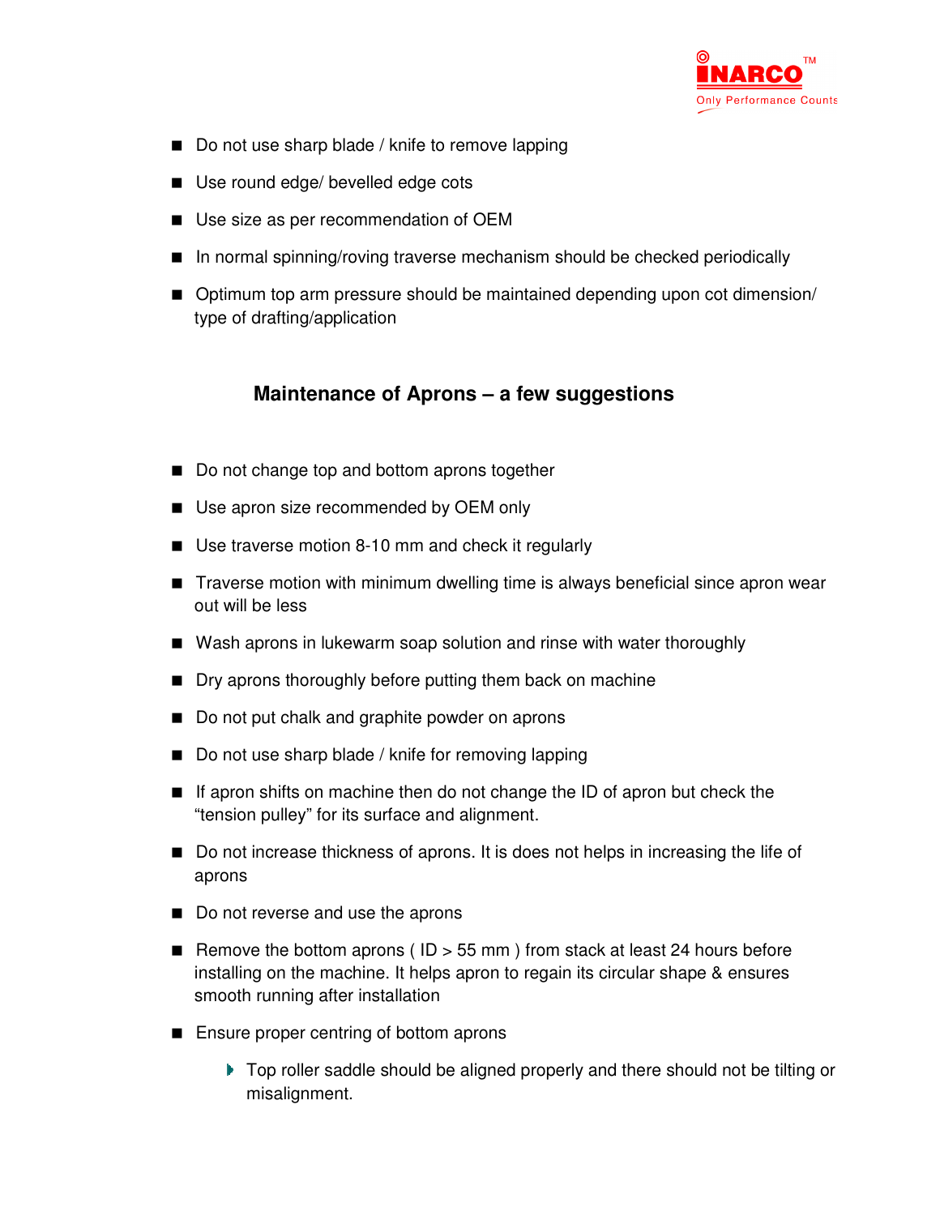- Do not use sharp blade / knife to remove lapping
- Use round edge/ bevelled edge cots
- Use size as per recommendation of OEM
- In normal spinning/roving traverse mechanism should be checked periodically
- Optimum top arm pressure should be maintained depending upon cot dimension/ type of drafting/application

## Maintenance of Aprons – a few suggestions

- Do not change top and bottom aprons together
- Use apron size recommended by OEM only
- Use traverse motion 8-10 mm and check it regularly
- Traverse motion with minimum dwelling time is always beneficial since apron wear out will be less
- Wash aprons in lukewarm soap solution and rinse with water thoroughly
- Dry aprons thoroughly before putting them back on machine
- Do not put chalk and graphite powder on aprons
- Do not use sharp blade / knife for removing lapping
- If apron shifts on machine then do not change the ID of apron but check the "tension pulley" for its surface and alignment.
- Do not increase thickness of aprons. It is does not helps in increasing the life of aprons
- Do not reverse and use the aprons
- Remove the bottom aprons ( ID > 55 mm ) from stack at least 24 hours before installing on the machine. It helps apron to regain its circular shape & ensures smooth running after installation
- Ensure proper centring of bottom aprons
  - Top roller saddle should be aligned properly and there should not be tilting or misalignment.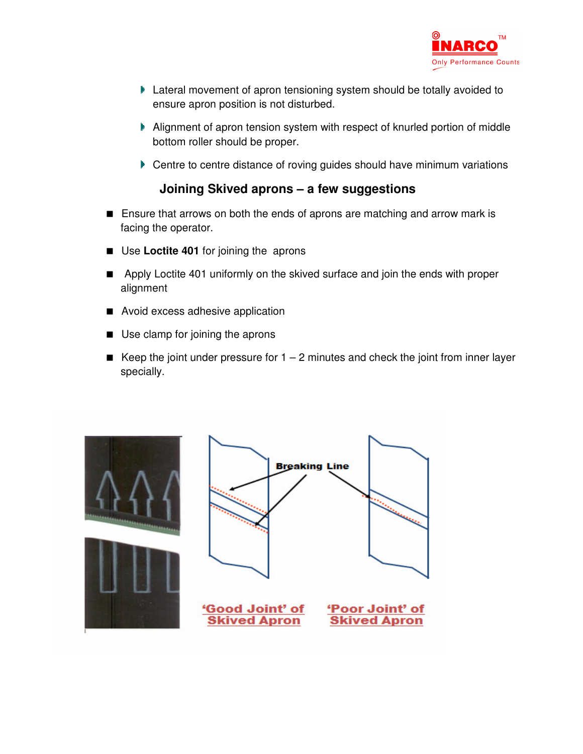- Lateral movement of apron tensioning system should be totally avoided to ensure apron position is not disturbed.
- Alignment of apron tension system with respect of knurled portion of middle bottom roller should be proper.
- Centre to centre distance of roving guides should have minimum variations

## Joining Skived aprons – a few suggestions

- Ensure that arrows on both the ends of aprons are matching and arrow mark is facing the operator.
- Use **Loctite 401** for joining the aprons
- Apply Loctite 401 uniformly on the skived surface and join the ends with proper alignment
- Avoid excess adhesive application
- Use clamp for joining the aprons
- Keep the joint under pressure for 1 – 2 minutes and check the joint from inner layer specially.

Breaking Line

'Good Joint' of Skived Apron

'Poor Joint' of Skived Apron